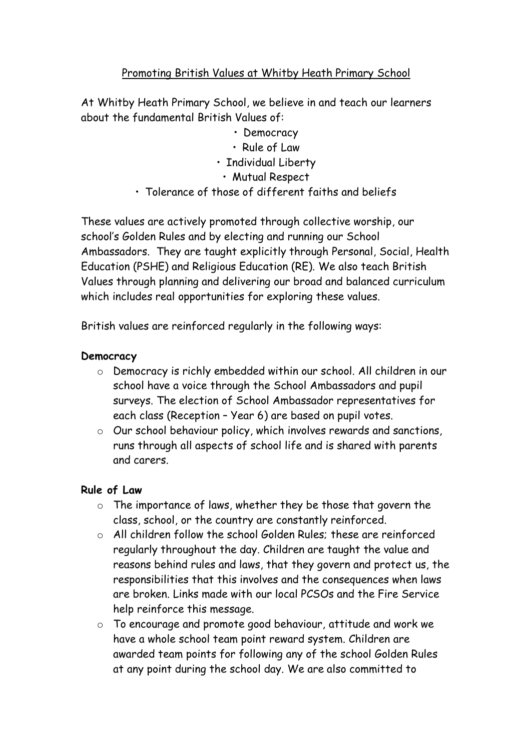Promoting British Values at Whitby Heath Primary School

At Whitby Heath Primary School, we believe in and teach our learners about the fundamental British Values of:

- Democracy
- Rule of Law
- Individual Liberty
- Mutual Respect
- Tolerance of those of different faiths and beliefs

These values are actively promoted through collective worship, our school's Golden Rules and by electing and running our School Ambassadors. They are taught explicitly through Personal, Social, Health Education (PSHE) and Religious Education (RE). We also teach British Values through planning and delivering our broad and balanced curriculum which includes real opportunities for exploring these values.

British values are reinforced regularly in the following ways:

**Democracy**

- Democracy is richly embedded within our school. All children in our school have a voice through the School Ambassadors and pupil surveys. The election of School Ambassador representatives for each class (Reception – Year 6) are based on pupil votes.
- Our school behaviour policy, which involves rewards and sanctions, runs through all aspects of school life and is shared with parents and carers.

**Rule of Law**

- The importance of laws, whether they be those that govern the class, school, or the country are constantly reinforced.
- All children follow the school Golden Rules; these are reinforced regularly throughout the day. Children are taught the value and reasons behind rules and laws, that they govern and protect us, the responsibilities that this involves and the consequences when laws are broken. Links made with our local PCSOs and the Fire Service help reinforce this message.
- To encourage and promote good behaviour, attitude and work we have a whole school team point reward system. Children are awarded team points for following any of the school Golden Rules at any point during the school day. We are also committed to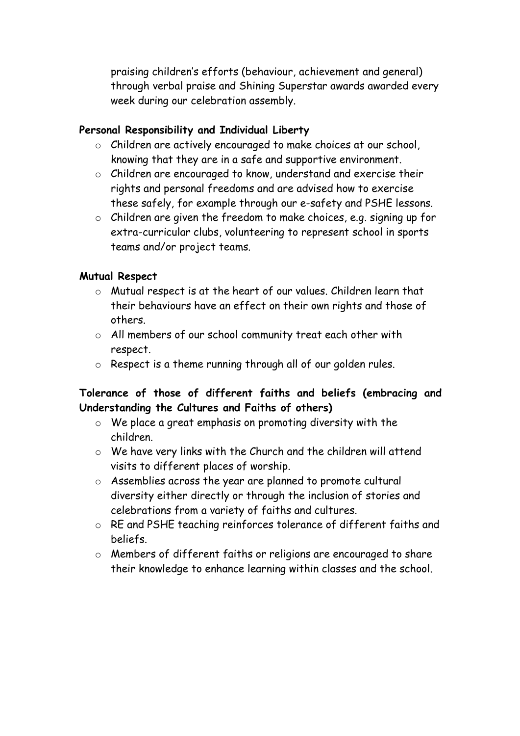praising children's efforts (behaviour, achievement and general) through verbal praise and Shining Superstar awards awarded every week during our celebration assembly.

**Personal Responsibility and Individual Liberty**

- Children are actively encouraged to make choices at our school, knowing that they are in a safe and supportive environment.
- Children are encouraged to know, understand and exercise their rights and personal freedoms and are advised how to exercise these safely, for example through our e-safety and PSHE lessons.
- Children are given the freedom to make choices, e.g. signing up for extra-curricular clubs, volunteering to represent school in sports teams and/or project teams.

**Mutual Respect**

- Mutual respect is at the heart of our values. Children learn that their behaviours have an effect on their own rights and those of others.
- All members of our school community treat each other with respect.
- Respect is a theme running through all of our golden rules.

**Tolerance of those of different faiths and beliefs (embracing and Understanding the Cultures and Faiths of others)**

- We place a great emphasis on promoting diversity with the children.
- We have very links with the Church and the children will attend visits to different places of worship.
- Assemblies across the year are planned to promote cultural diversity either directly or through the inclusion of stories and celebrations from a variety of faiths and cultures.
- RE and PSHE teaching reinforces tolerance of different faiths and beliefs.
- Members of different faiths or religions are encouraged to share their knowledge to enhance learning within classes and the school.